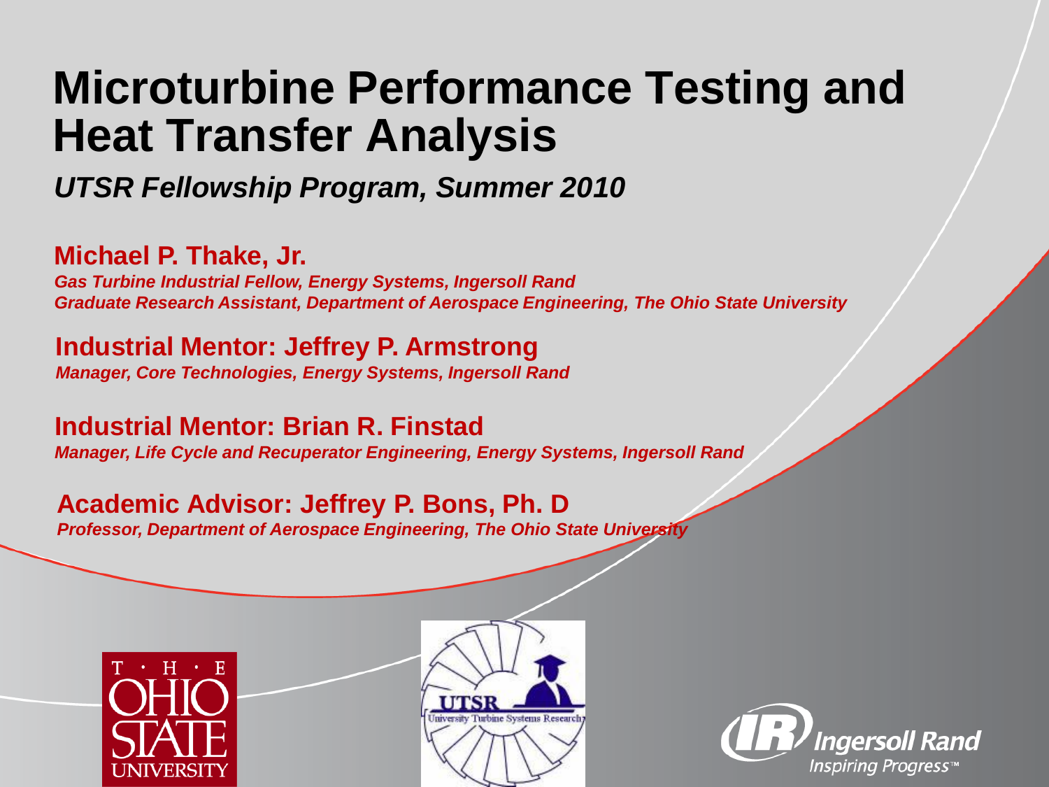# Microturbine Performance Testing and Heat Transfer Analysis

***UTSR Fellowship Program, Summer 2010***

**Michael P. Thake, Jr.**

***Gas Turbine Industrial Fellow, Energy Systems, Ingersoll Rand***
***Graduate Research Assistant, Department of Aerospace Engineering, The Ohio State University***

**Industrial Mentor: Jeffrey P. Armstrong**

***Manager, Core Technologies, Energy Systems, Ingersoll Rand***

**Industrial Mentor: Brian R. Finstad**

***Manager, Life Cycle and Recuperator Engineering, Energy Systems, Ingersoll Rand***

**Academic Advisor: Jeffrey P. Bons, Ph. D**

***Professor, Department of Aerospace Engineering, The Ohio State University***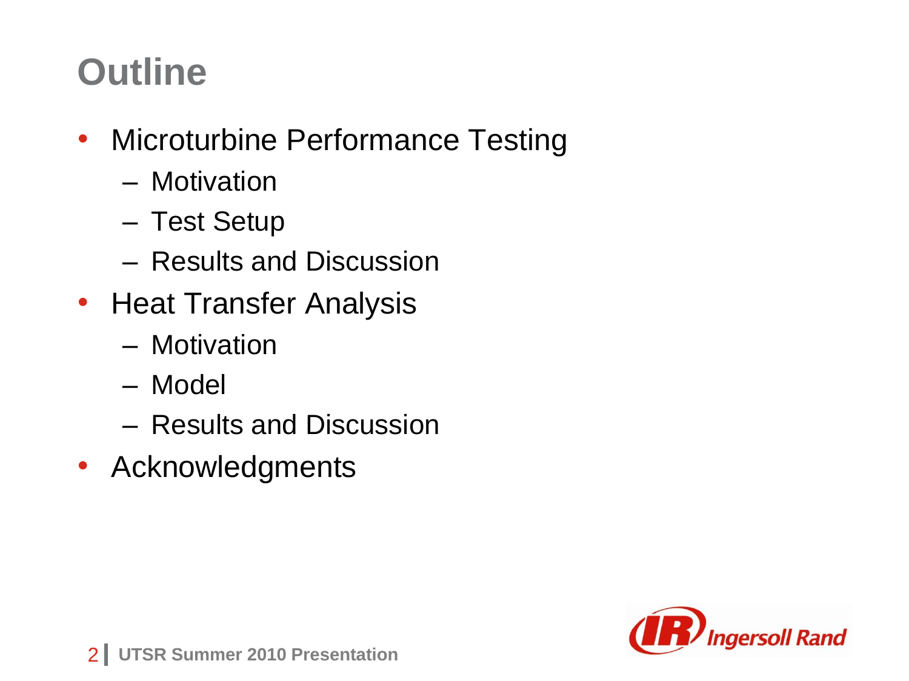# Outline

- Microturbine Performance Testing
  - Motivation
  - Test Setup
  - Results and Discussion
- Heat Transfer Analysis
  - Motivation
  - Model
  - Results and Discussion
- Acknowledgments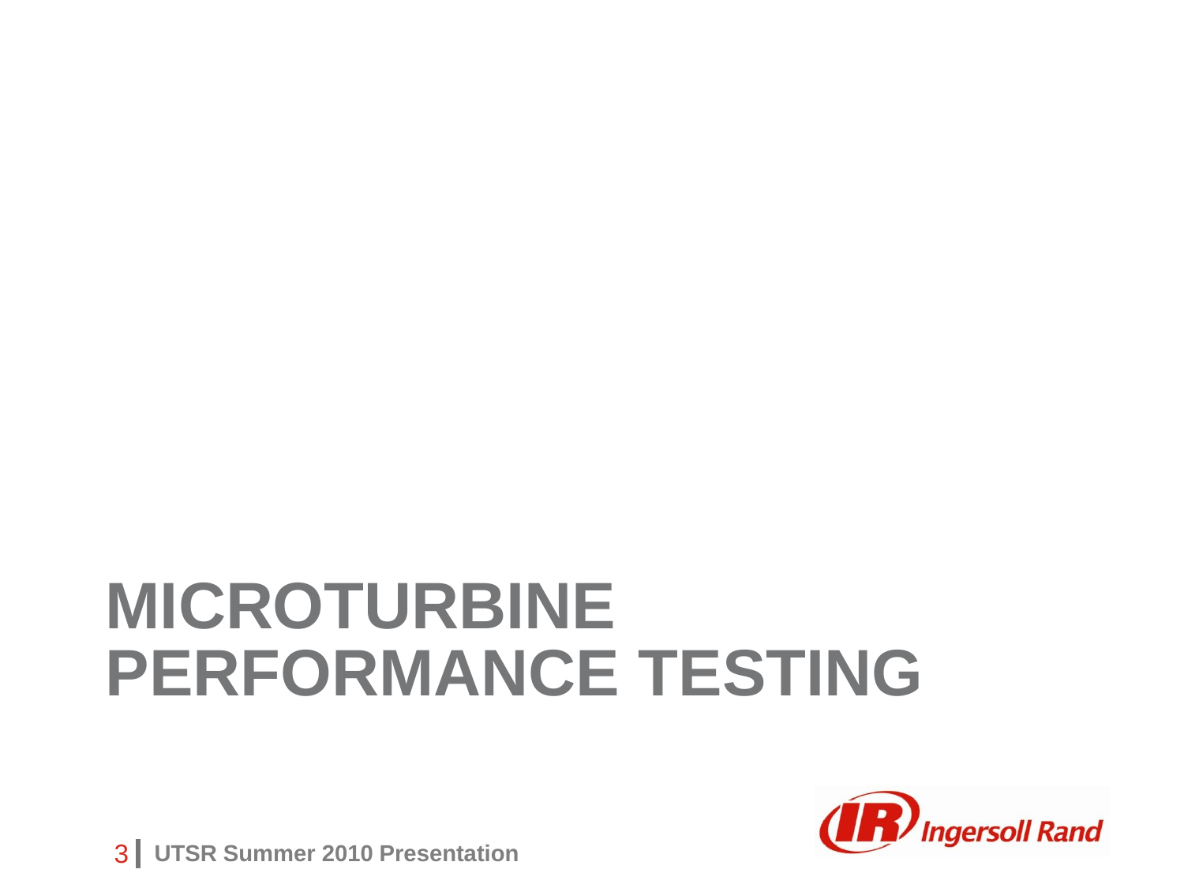# MICROTURBINE PERFORMANCE TESTING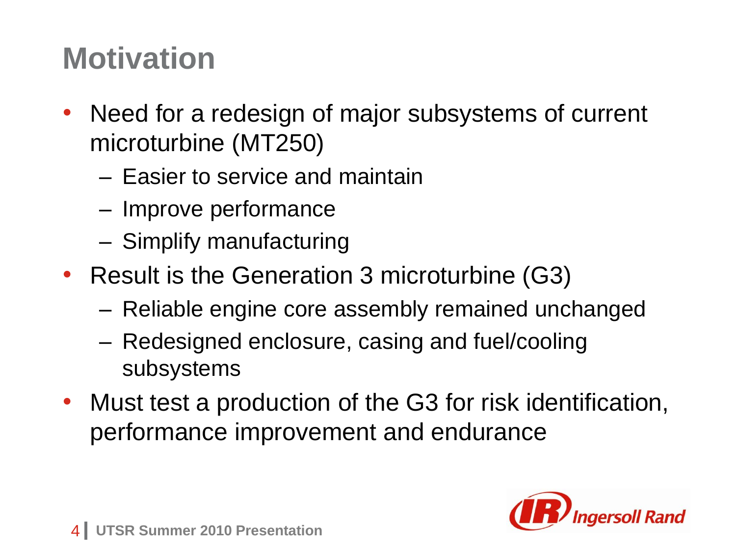# Motivation

- Need for a redesign of major subsystems of current microturbine (MT250)
  - Easier to service and maintain
  - Improve performance
  - Simplify manufacturing
- Result is the Generation 3 microturbine (G3)
  - Reliable engine core assembly remained unchanged
  - Redesigned enclosure, casing and fuel/cooling subsystems
- Must test a production of the G3 for risk identification, performance improvement and endurance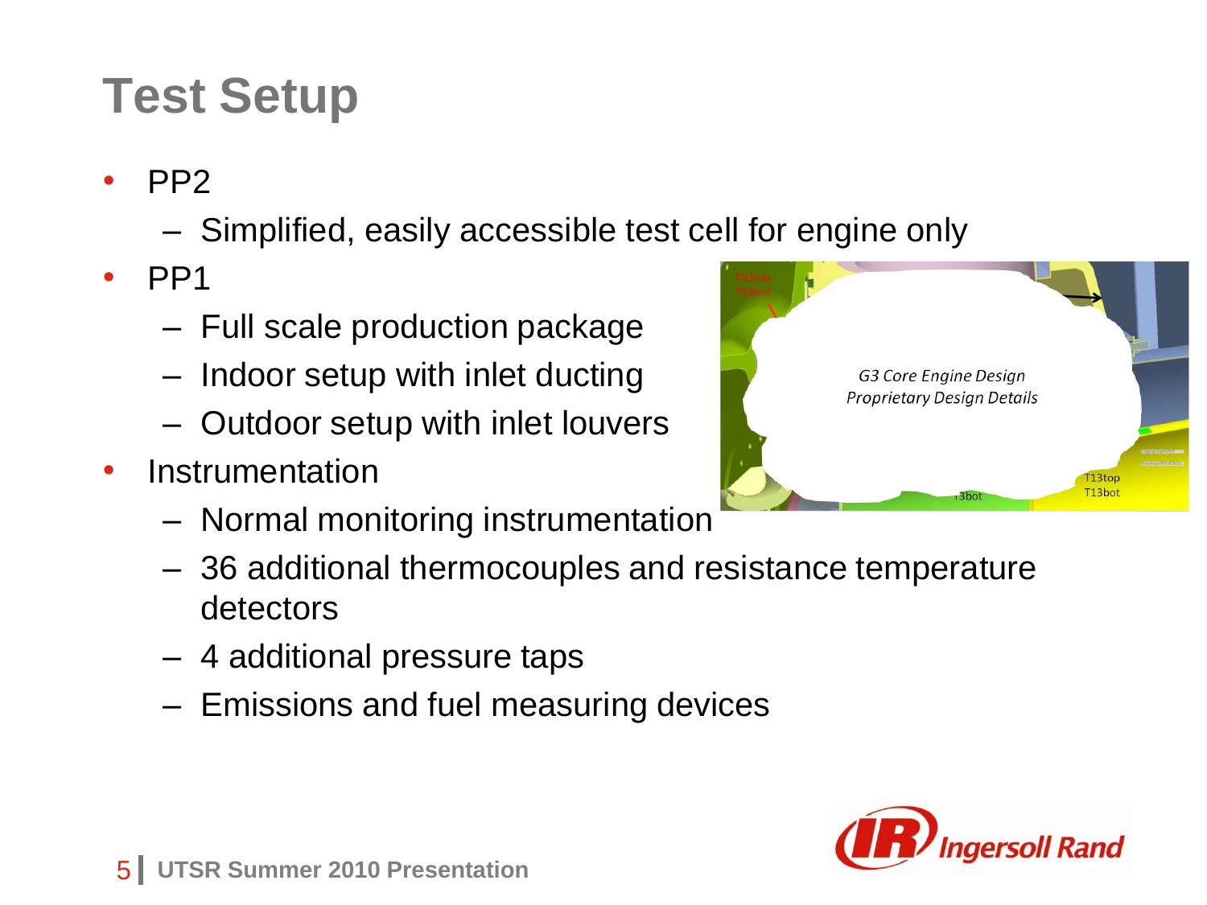# Test Setup

- PP2
  - Simplified, easily accessible test cell for engine only
- PP1
  - Full scale production package
  - Indoor setup with inlet ducting
  - Outdoor setup with inlet louvers
- Instrumentation
  - Normal monitoring instrumentation
  - 36 additional thermocouples and resistance temperature detectors
  - 4 additional pressure taps
  - Emissions and fuel measuring devices

*G3 Core Engine Design*
*Proprietary Design Details*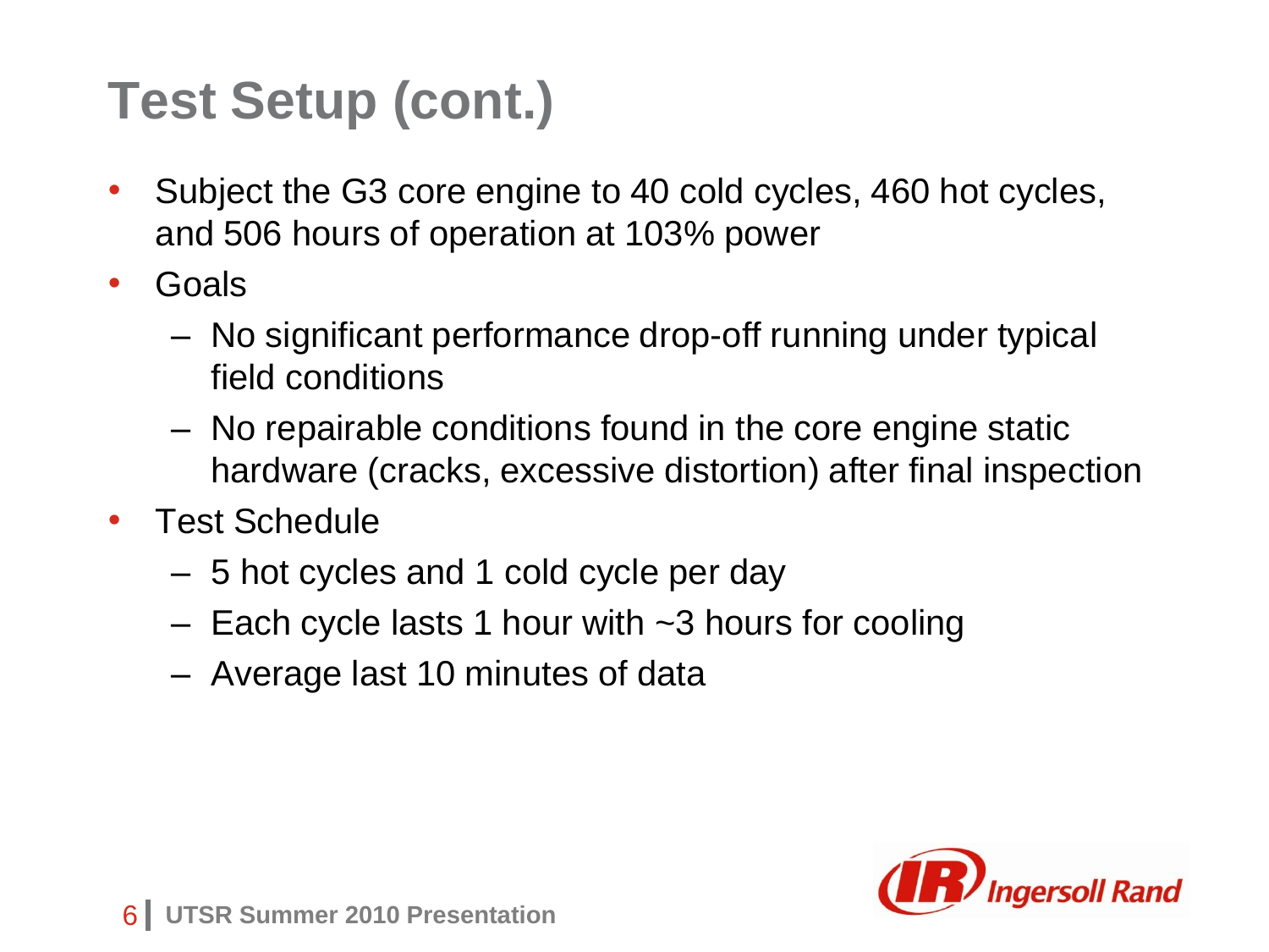# Test Setup (cont.)

- Subject the G3 core engine to 40 cold cycles, 460 hot cycles, and 506 hours of operation at 103% power
- Goals
  - No significant performance drop-off running under typical field conditions
  - No repairable conditions found in the core engine static hardware (cracks, excessive distortion) after final inspection
- Test Schedule
  - 5 hot cycles and 1 cold cycle per day
  - Each cycle lasts 1 hour with ~3 hours for cooling
  - Average last 10 minutes of data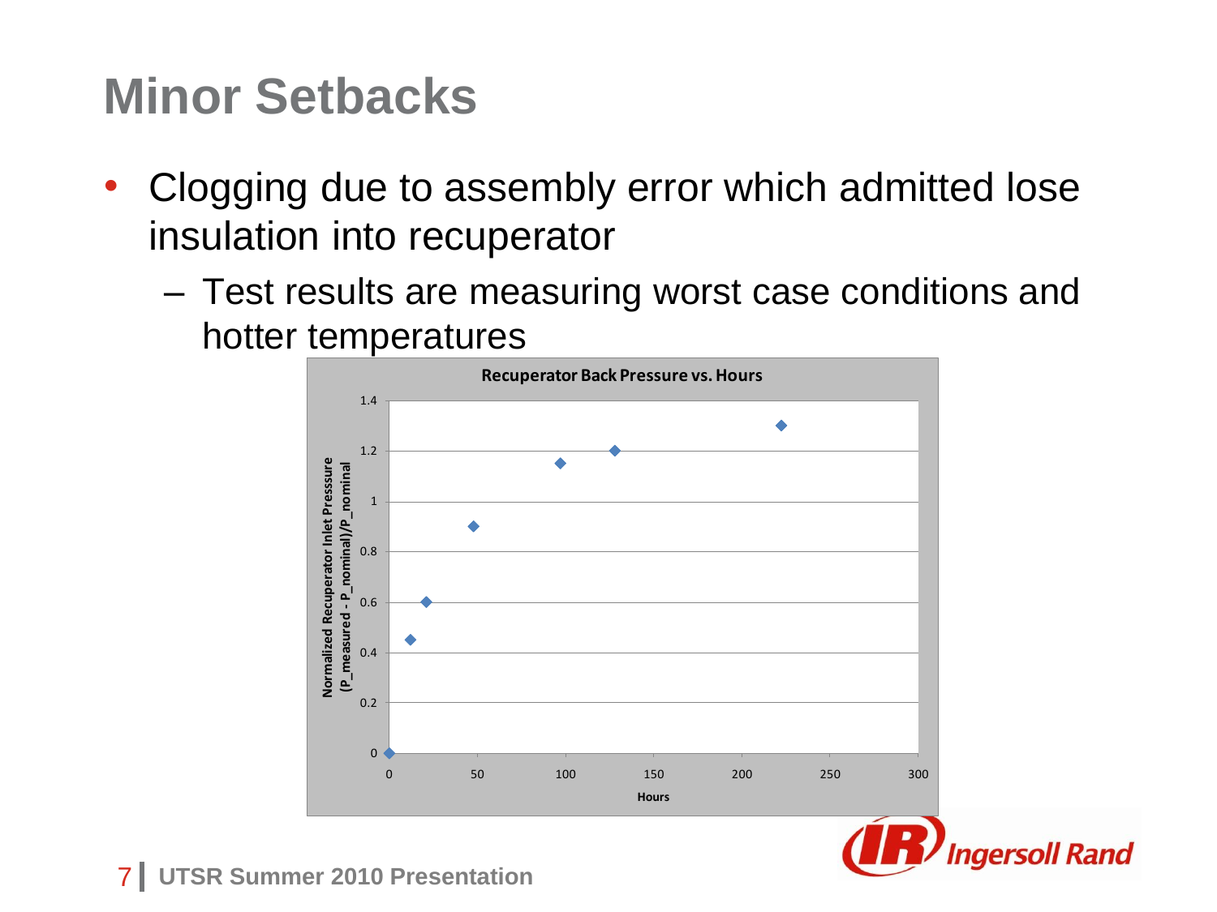# Minor Setbacks

- Clogging due to assembly error which admitted lose insulation into recuperator
  - Test results are measuring worst case conditions and hotter temperatures

**Recuperator Back Pressure vs. Hours**

| Hours | Normalized Recuperator Inlet Presssure (P_measured - P_nominal)/P_nominal |
|---|---|
| 0 | 0 |
| 12 | 0.45 |
| 21 | 0.6 |
| 48 | 0.9 |
| 97 | 1.15 |
| 128 | 1.2 |
| 222 | 1.3 |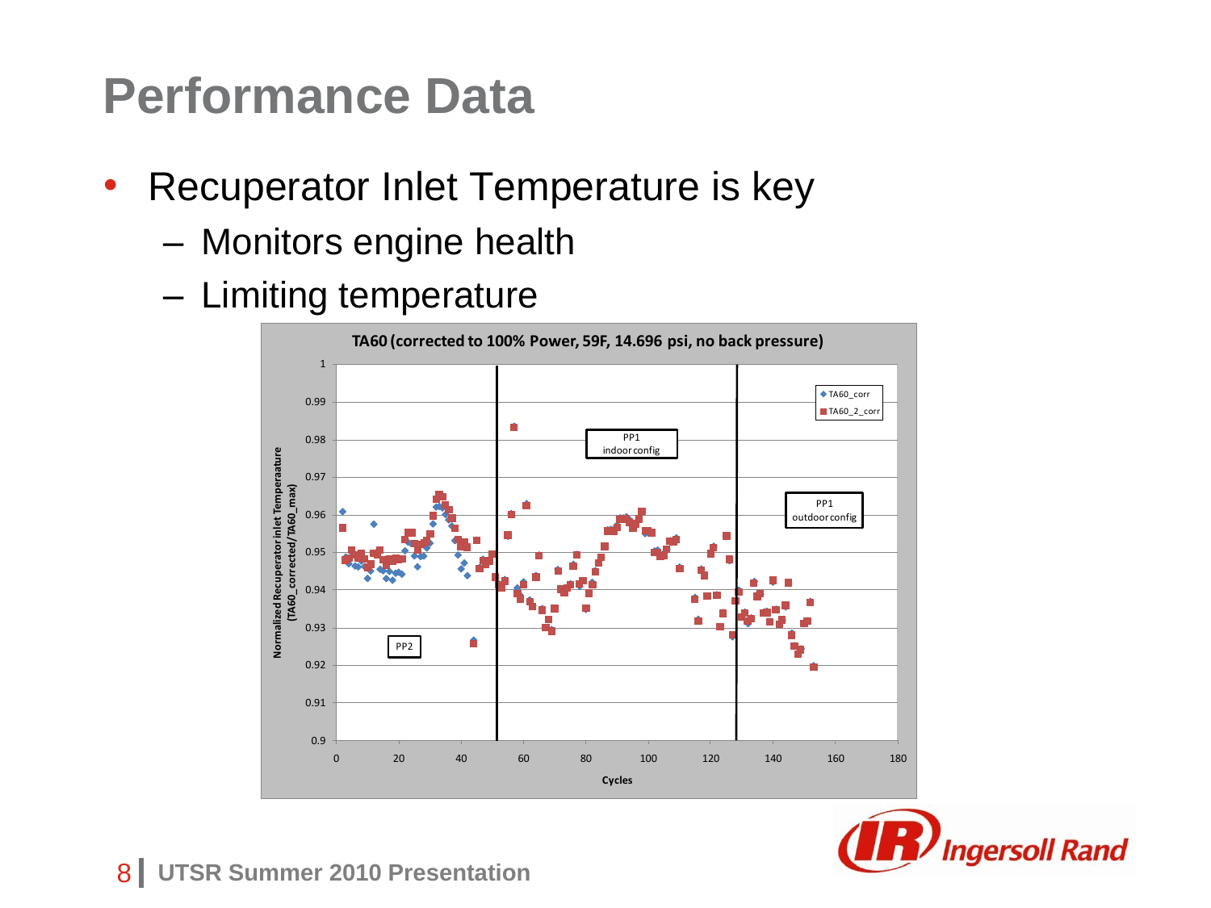# Performance Data

- Recuperator Inlet Temperature is key
  - Monitors engine health
  - Limiting temperature

TA60 (corrected to 100% Power, 59F, 14.696 psi, no back pressure)

Legend: TA60_corr; TA60_2_corr

Y-axis: Normalized Recuperator inlet Temperature (TA60_corrected/TA60_max), 0.9 to 1

X-axis: Cycles, 0 to 180

Regions: PP2; PP1 indoor config; PP1 outdoor config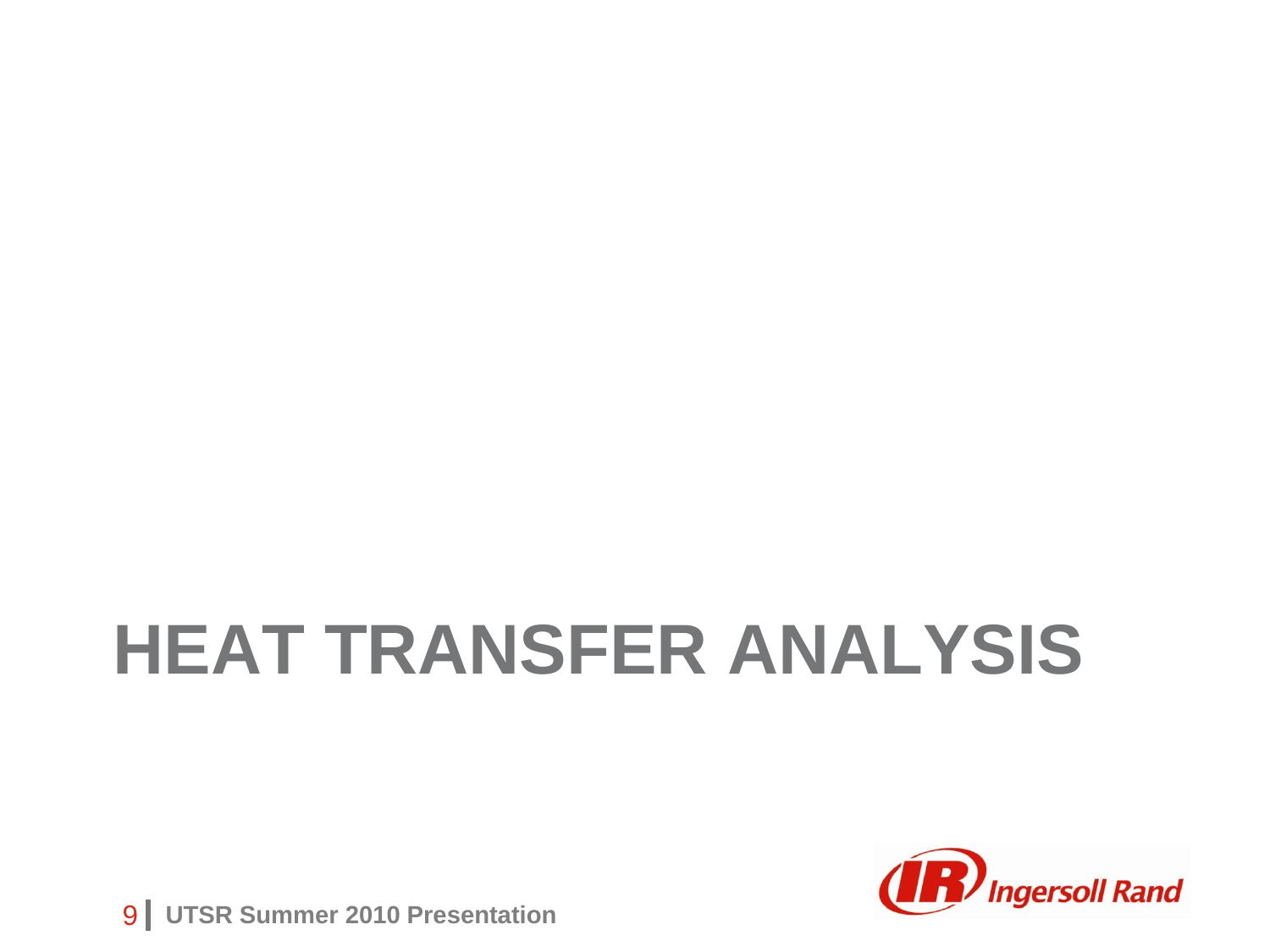# HEAT TRANSFER ANALYSIS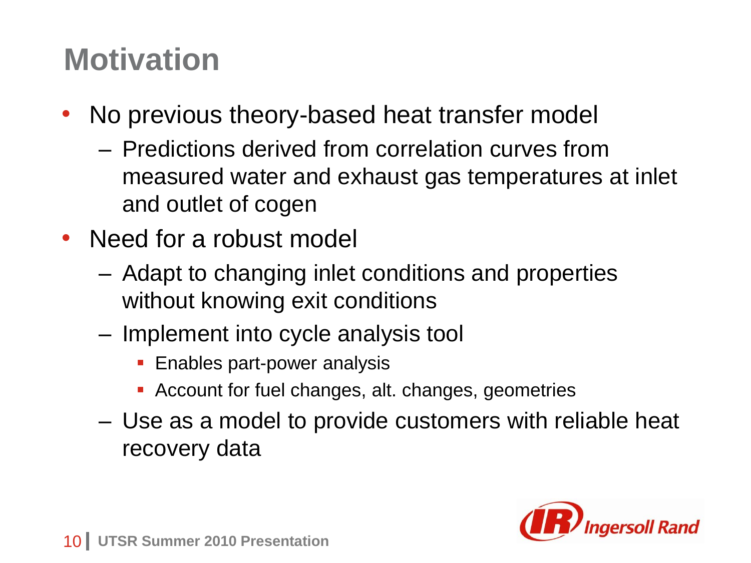# Motivation

- No previous theory-based heat transfer model
  - Predictions derived from correlation curves from measured water and exhaust gas temperatures at inlet and outlet of cogen
- Need for a robust model
  - Adapt to changing inlet conditions and properties without knowing exit conditions
  - Implement into cycle analysis tool
    - Enables part-power analysis
    - Account for fuel changes, alt. changes, geometries
  - Use as a model to provide customers with reliable heat recovery data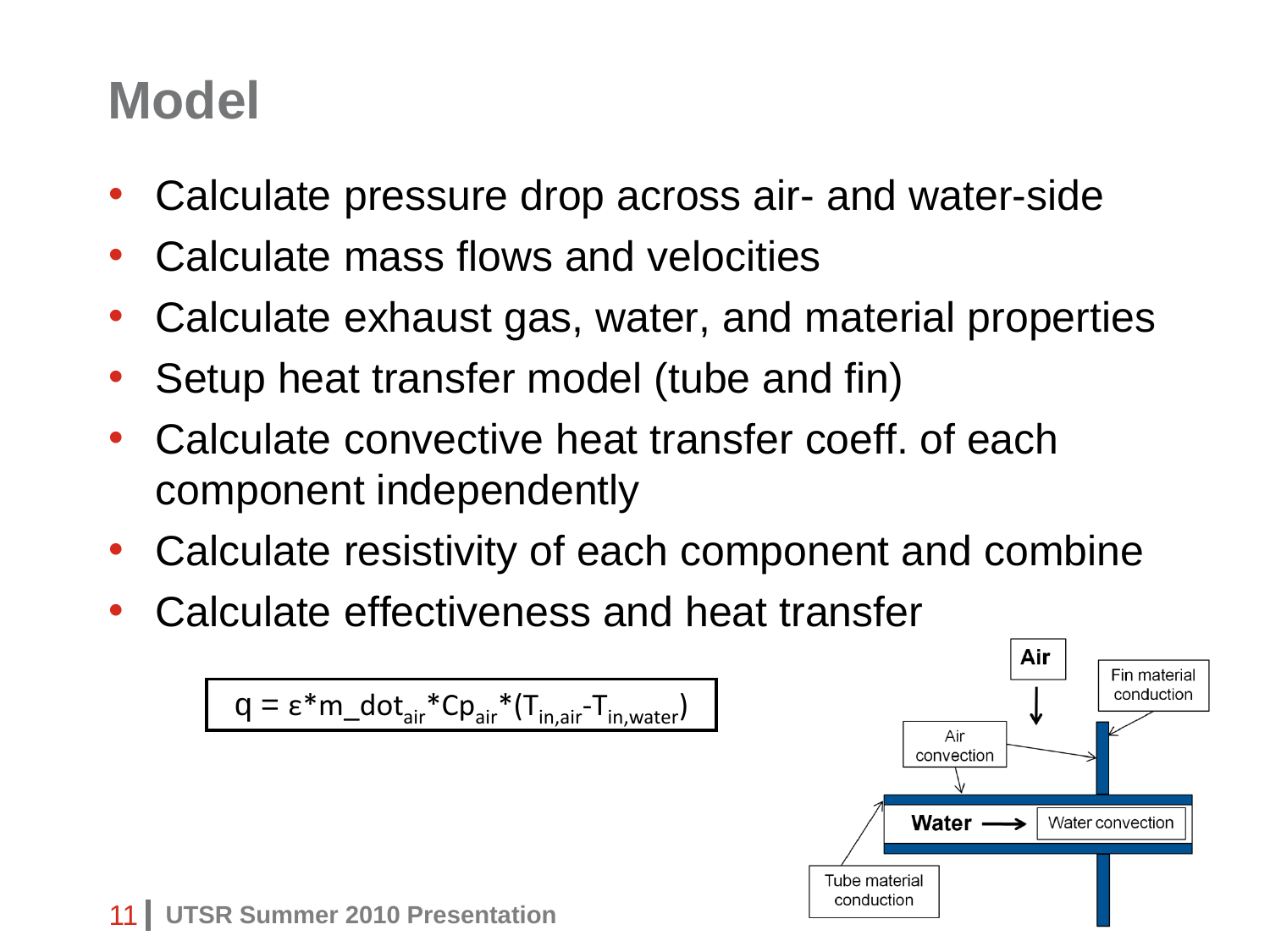# Model

- Calculate pressure drop across air- and water-side
- Calculate mass flows and velocities
- Calculate exhaust gas, water, and material properties
- Setup heat transfer model (tube and fin)
- Calculate convective heat transfer coeff. of each component independently
- Calculate resistivity of each component and combine
- Calculate effectiveness and heat transfer

$$q = \varepsilon * \dot{m}_{air} * Cp_{air} * (T_{in,air} - T_{in,water})$$

Air

Fin material conduction

Air convection

Water →

Water convection

Tube material conduction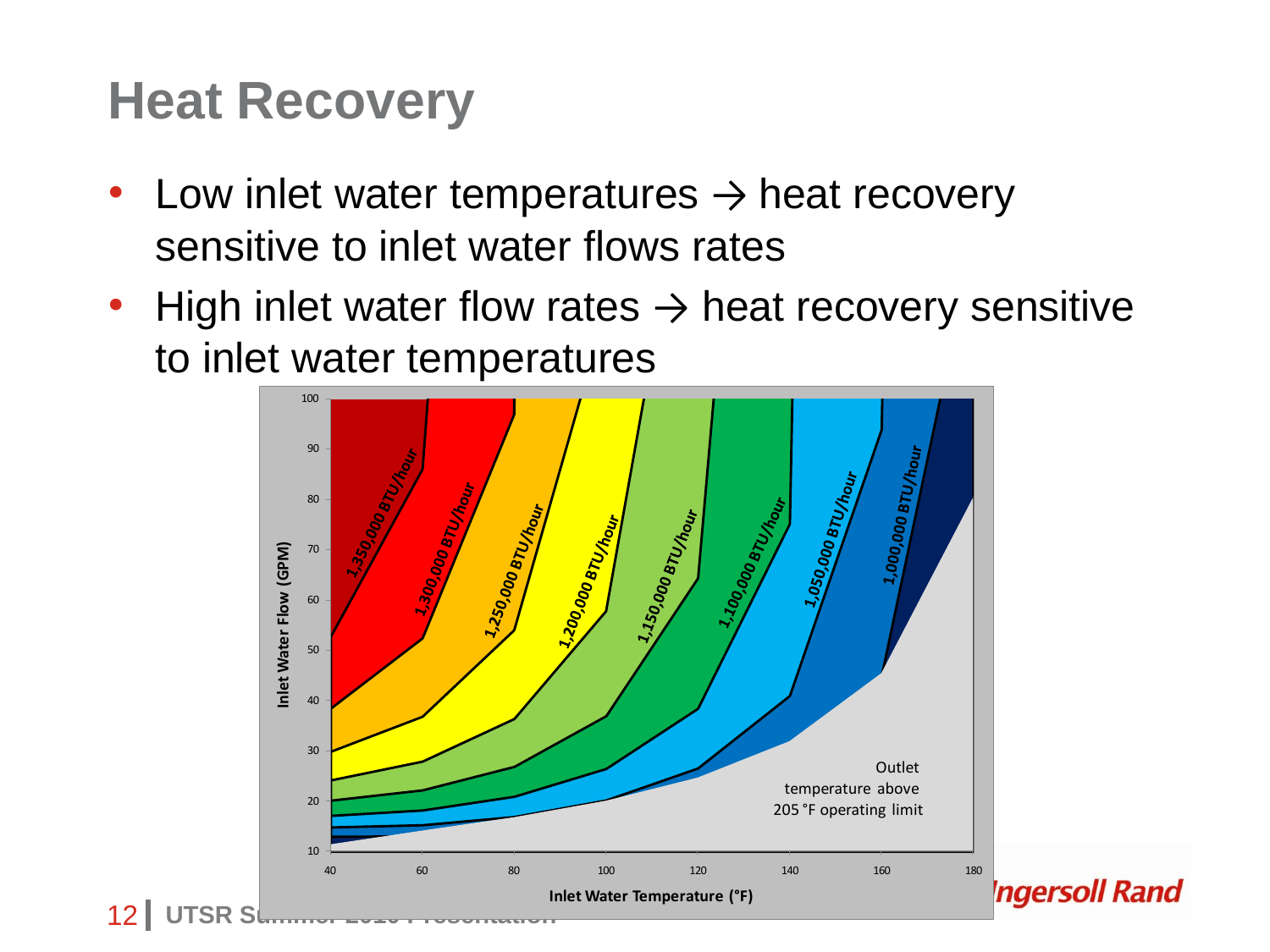# Heat Recovery

- Low inlet water temperatures → heat recovery sensitive to inlet water flows rates
- High inlet water flow rates → heat recovery sensitive to inlet water temperatures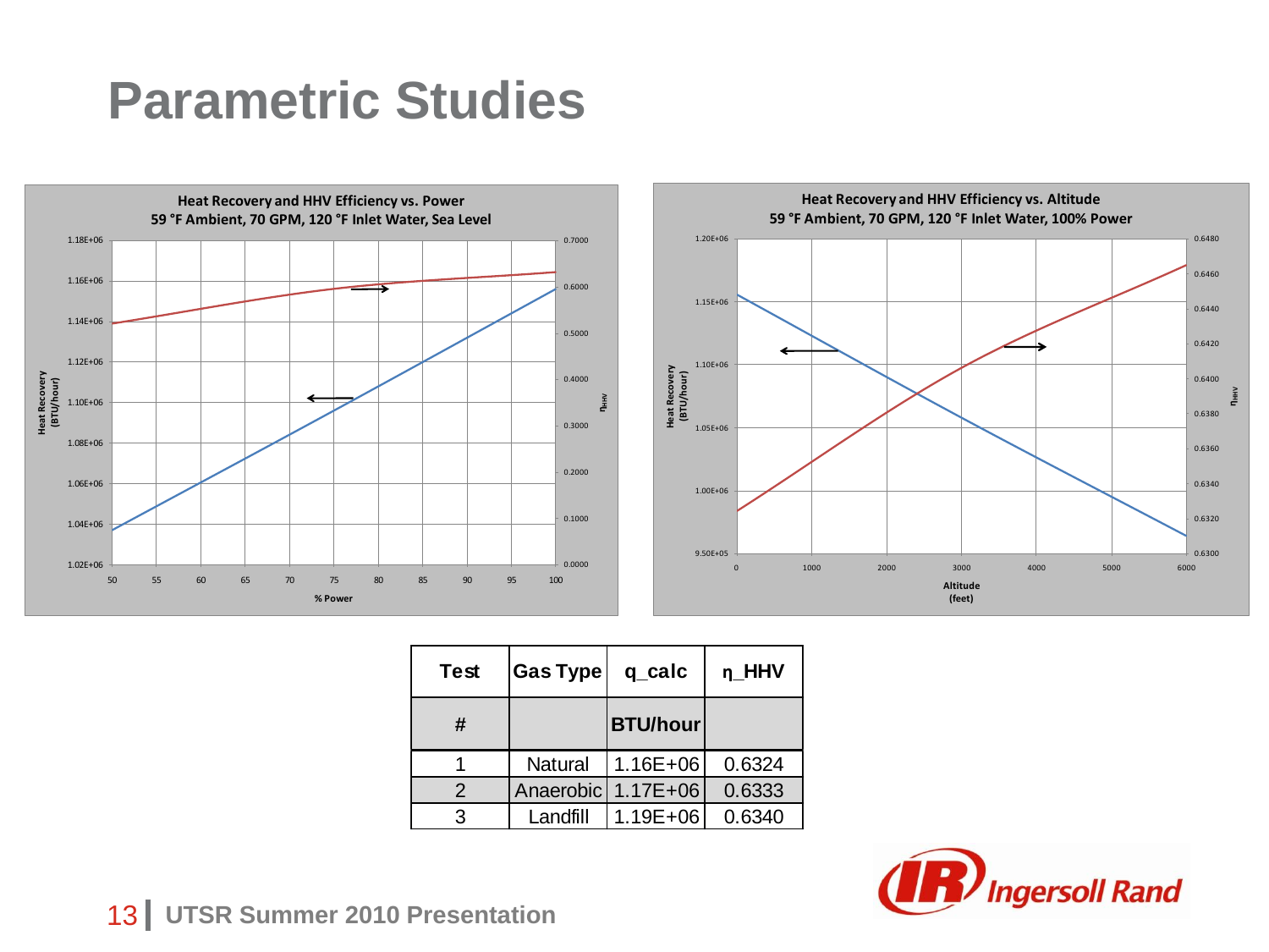# Parametric Studies

**Heat Recovery and HHV Efficiency vs. Power**
59 °F Ambient, 70 GPM, 120 °F Inlet Water, Sea Level

**Heat Recovery and HHV Efficiency vs. Altitude**
59 °F Ambient, 70 GPM, 120 °F Inlet Water, 100% Power

| Test | Gas Type | q_calc | η_HHV |
|---|---|---|---|
| # | | BTU/hour | |
| 1 | Natural | 1.16E+06 | 0.6324 |
| 2 | Anaerobic | 1.17E+06 | 0.6333 |
| 3 | Landfill | 1.19E+06 | 0.6340 |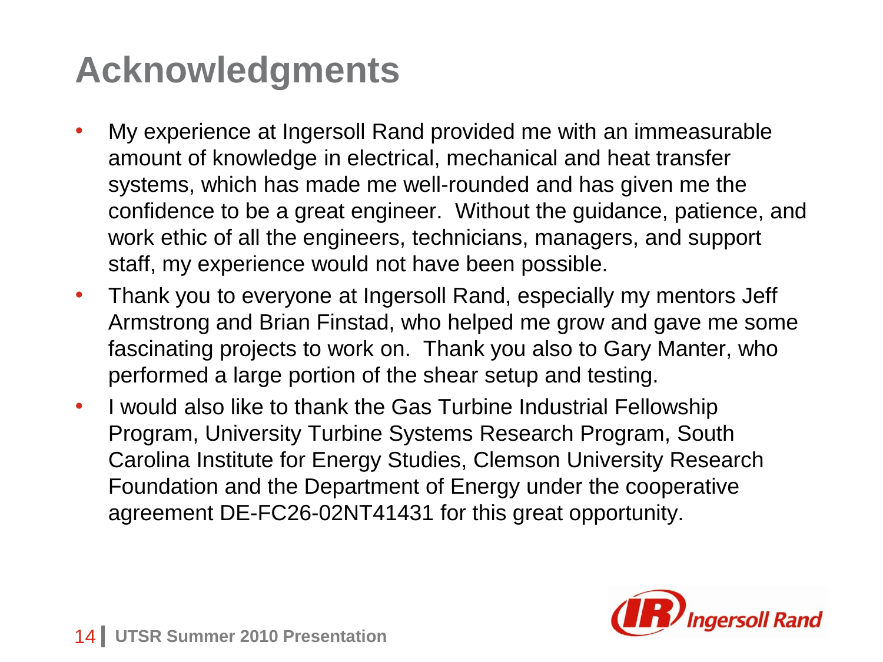# Acknowledgments

- My experience at Ingersoll Rand provided me with an immeasurable amount of knowledge in electrical, mechanical and heat transfer systems, which has made me well-rounded and has given me the confidence to be a great engineer. Without the guidance, patience, and work ethic of all the engineers, technicians, managers, and support staff, my experience would not have been possible.
- Thank you to everyone at Ingersoll Rand, especially my mentors Jeff Armstrong and Brian Finstad, who helped me grow and gave me some fascinating projects to work on. Thank you also to Gary Manter, who performed a large portion of the shear setup and testing.
- I would also like to thank the Gas Turbine Industrial Fellowship Program, University Turbine Systems Research Program, South Carolina Institute for Energy Studies, Clemson University Research Foundation and the Department of Energy under the cooperative agreement DE-FC26-02NT41431 for this great opportunity.